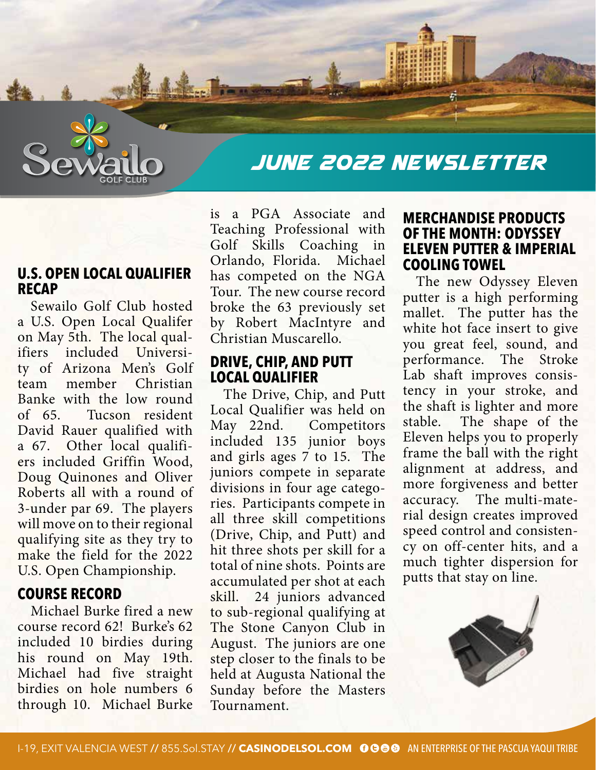# JUNE 2022 NEWSLETTER

Sewailo GOLF CLUB

## U.S. OPEN LOCAL QUALIFIER RECAP

Sewailo Golf Club hosted a U.S. Open Local Qualifer on May 5th. The local qualifiers included University of Arizona Men's Golf team member Christian Banke with the low round of 65. Tucson resident David Rauer qualified with a 67. Other local qualifiers included Griffin Wood, Doug Quinones and Oliver Roberts all with a round of 3-under par 69. The players will move on to their regional qualifying site as they try to make the field for the 2022 U.S. Open Championship.

## COURSE RECORD

Michael Burke fired a new course record 62! Burke's 62 included 10 birdies during his round on May 19th. Michael had five straight birdies on hole numbers 6 through 10. Michael Burke is a PGA Associate and Teaching Professional with Golf Skills Coaching in Orlando, Florida. Michael has competed on the NGA Tour. The new course record broke the 63 previously set by Robert MacIntyre and Christian Muscarello.

## DRIVE, CHIP, AND PUTT LOCAL QUALIFIER

The Drive, Chip, and Putt Local Qualifier was held on May 22nd. Competitors included 135 junior boys and girls ages 7 to 15. The juniors compete in separate divisions in four age categories. Participants compete in all three skill competitions (Drive, Chip, and Putt) and hit three shots per skill for a total of nine shots. Points are accumulated per shot at each skill. 24 juniors advanced to sub-regional qualifying at The Stone Canyon Club in August. The juniors are one step closer to the finals to be held at Augusta National the Sunday before the Masters Tournament.

## MERCHANDISE PRODUCTS OF THE MONTH: ODYSSEY ELEVEN PUTTER & IMPERIAL COOLING TOWEL

The new Odyssey Eleven putter is a high performing mallet. The putter has the white hot face insert to give you great feel, sound, and performance. The Stroke Lab shaft improves consistency in your stroke, and the shaft is lighter and more stable. The shape of the Eleven helps you to properly frame the ball with the right alignment at address, and more forgiveness and better accuracy. The multi-material design creates improved speed control and consistency on off-center hits, and a much tighter dispersion for putts that stay on line.

I-19, EXIT VALENCIA WEST // 855.Sol.STAY // **CASINODELSOL.COM** AN ENTERPRISE OF THE PASCUA YAQUI TRIBE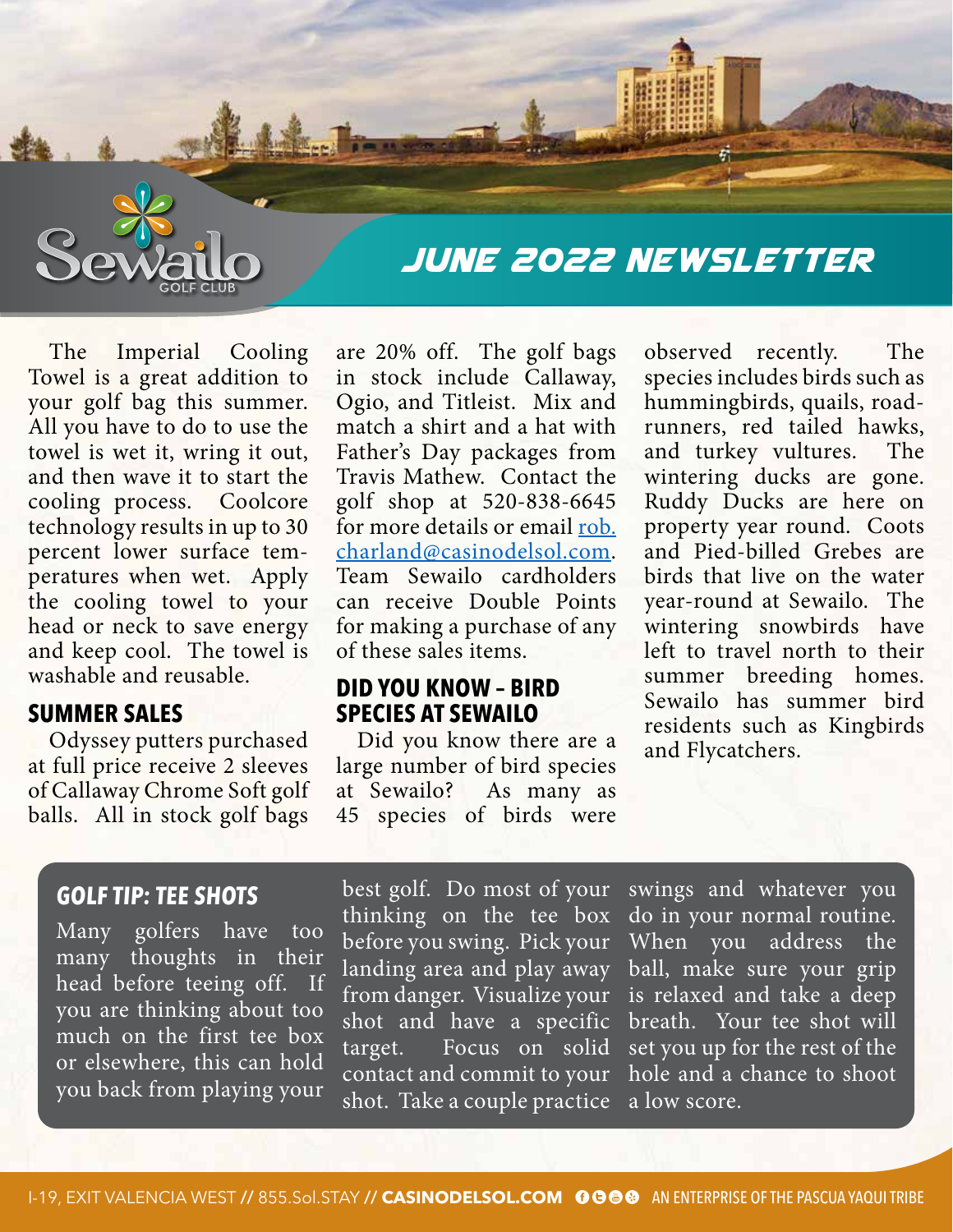# JUNE 2022 NEWSLETTER

The Imperial Cooling Towel is a great addition to your golf bag this summer. All you have to do to use the towel is wet it, wring it out, and then wave it to start the cooling process. Coolcore technology results in up to 30 percent lower surface temperatures when wet. Apply the cooling towel to your head or neck to save energy and keep cool. The towel is washable and reusable.

## SUMMER SALES

Odyssey putters purchased at full price receive 2 sleeves of Callaway Chrome Soft golf balls. All in stock golf bags are 20% off. The golf bags in stock include Callaway, Ogio, and Titleist. Mix and match a shirt and a hat with Father's Day packages from Travis Mathew. Contact the golf shop at 520-838-6645 for more details or email rob.charland@casinodelsol.com. Team Sewailo cardholders can receive Double Points for making a purchase of any of these sales items.

## DID YOU KNOW – BIRD SPECIES AT SEWAILO

Did you know there are a large number of bird species at Sewailo? As many as 45 species of birds were observed recently. The species includes birds such as hummingbirds, quails, roadrunners, red tailed hawks, and turkey vultures. The wintering ducks are gone. Ruddy Ducks are here on property year round. Coots and Pied-billed Grebes are birds that live on the water year-round at Sewailo. The wintering snowbirds have left to travel north to their summer breeding homes. Sewailo has summer bird residents such as Kingbirds and Flycatchers.

## *GOLF TIP: TEE SHOTS*

Many golfers have too many thoughts in their head before teeing off. If you are thinking about too much on the first tee box or elsewhere, this can hold you back from playing your best golf. Do most of your thinking on the tee box before you swing. Pick your landing area and play away from danger. Visualize your shot and have a specific target. Focus on solid contact and commit to your shot. Take a couple practice swings and whatever you do in your normal routine. When you address the ball, make sure your grip is relaxed and take a deep breath. Your tee shot will set you up for the rest of the hole and a chance to shoot a low score.